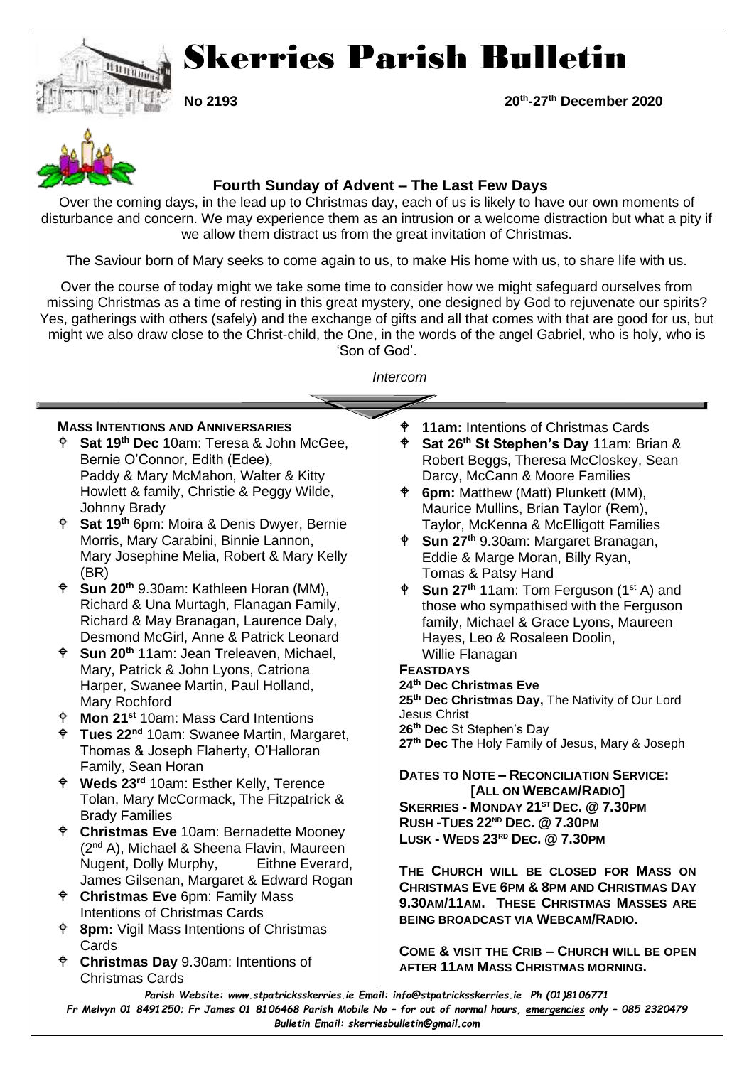# Skerries Parish Bulletin

**No 2193** **20th-27th December 2020**

### Fourth Sunday of Advent – The Last Few Days

Over the coming days, in the lead up to Christmas day, each of us is likely to have our own moments of disturbance and concern. We may experience them as an intrusion or a welcome distraction but what a pity if we allow them distract us from the great invitation of Christmas.

The Saviour born of Mary seeks to come again to us, to make His home with us, to share life with us.

Over the course of today might we take some time to consider how we might safeguard ourselves from missing Christmas as a time of resting in this great mystery, one designed by God to rejuvenate our spirits? Yes, gatherings with others (safely) and the exchange of gifts and all that comes with that are good for us, but might we also draw close to the Christ-child, the One, in the words of the angel Gabriel, who is holy, who is 'Son of God'.

*Intercom*

**MASS INTENTIONS AND ANNIVERSARIES**

- **Sat 19th Dec** 10am: Teresa & John McGee, Bernie O'Connor, Edith (Edee), Paddy & Mary McMahon, Walter & Kitty Howlett & family, Christie & Peggy Wilde, Johnny Brady
- **Sat 19th** 6pm: Moira & Denis Dwyer, Bernie Morris, Mary Carabini, Binnie Lannon, Mary Josephine Melia, Robert & Mary Kelly (BR)
- **Sun 20th** 9.30am: Kathleen Horan (MM), Richard & Una Murtagh, Flanagan Family, Richard & May Branagan, Laurence Daly, Desmond McGirl, Anne & Patrick Leonard
- **Sun 20th** 11am: Jean Treleaven, Michael, Mary, Patrick & John Lyons, Catriona Harper, Swanee Martin, Paul Holland, Mary Rochford
- **Mon 21st** 10am: Mass Card Intentions
- **Tues 22nd** 10am: Swanee Martin, Margaret, Thomas & Joseph Flaherty, O'Halloran Family, Sean Horan
- **Weds 23rd** 10am: Esther Kelly, Terence Tolan, Mary McCormack, The Fitzpatrick & Brady Families
- **Christmas Eve** 10am: Bernadette Mooney (2nd A), Michael & Sheena Flavin, Maureen Nugent, Dolly Murphy, Eithne Everard, James Gilsenan, Margaret & Edward Rogan
- **Christmas Eve** 6pm: Family Mass Intentions of Christmas Cards
- **8pm:** Vigil Mass Intentions of Christmas Cards
- **Christmas Day** 9.30am: Intentions of Christmas Cards
- **11am:** Intentions of Christmas Cards
- **Sat 26th St Stephen's Day** 11am: Brian & Robert Beggs, Theresa McCloskey, Sean Darcy, McCann & Moore Families
- **6pm:** Matthew (Matt) Plunkett (MM), Maurice Mullins, Brian Taylor (Rem), Taylor, McKenna & McElligott Families
- **Sun 27th** 9.30am: Margaret Branagan, Eddie & Marge Moran, Billy Ryan, Tomas & Patsy Hand
- **Sun 27th** 11am: Tom Ferguson (1st A) and those who sympathised with the Ferguson family, Michael & Grace Lyons, Maureen Hayes, Leo & Rosaleen Doolin, Willie Flanagan

**FEASTDAYS**

**24th Dec Christmas Eve**
**25th Dec Christmas Day,** The Nativity of Our Lord Jesus Christ
**26th Dec** St Stephen's Day
**27th Dec** The Holy Family of Jesus, Mary & Joseph

**DATES TO NOTE – RECONCILIATION SERVICE: [ALL ON WEBCAM/RADIO]**
**SKERRIES - MONDAY 21ST DEC. @ 7.30PM**
**RUSH -TUES 22ND DEC. @ 7.30PM**
**LUSK - WEDS 23RD DEC. @ 7.30PM**

**THE CHURCH WILL BE CLOSED FOR MASS ON CHRISTMAS EVE 6PM & 8PM AND CHRISTMAS DAY 9.30AM/11AM. THESE CHRISTMAS MASSES ARE BEING BROADCAST VIA WEBCAM/RADIO.**

**COME & VISIT THE CRIB – CHURCH WILL BE OPEN AFTER 11AM MASS CHRISTMAS MORNING.**

*Parish Website: www.stpatricksskerries.ie Email: info@stpatricksskerries.ie Ph (01)8106771*
*Fr Melvyn 01 8491250; Fr James 01 8106468 Parish Mobile No – for out of normal hours, emergencies only – 085 2320479*
*Bulletin Email: skerriesbulletin@gmail.com*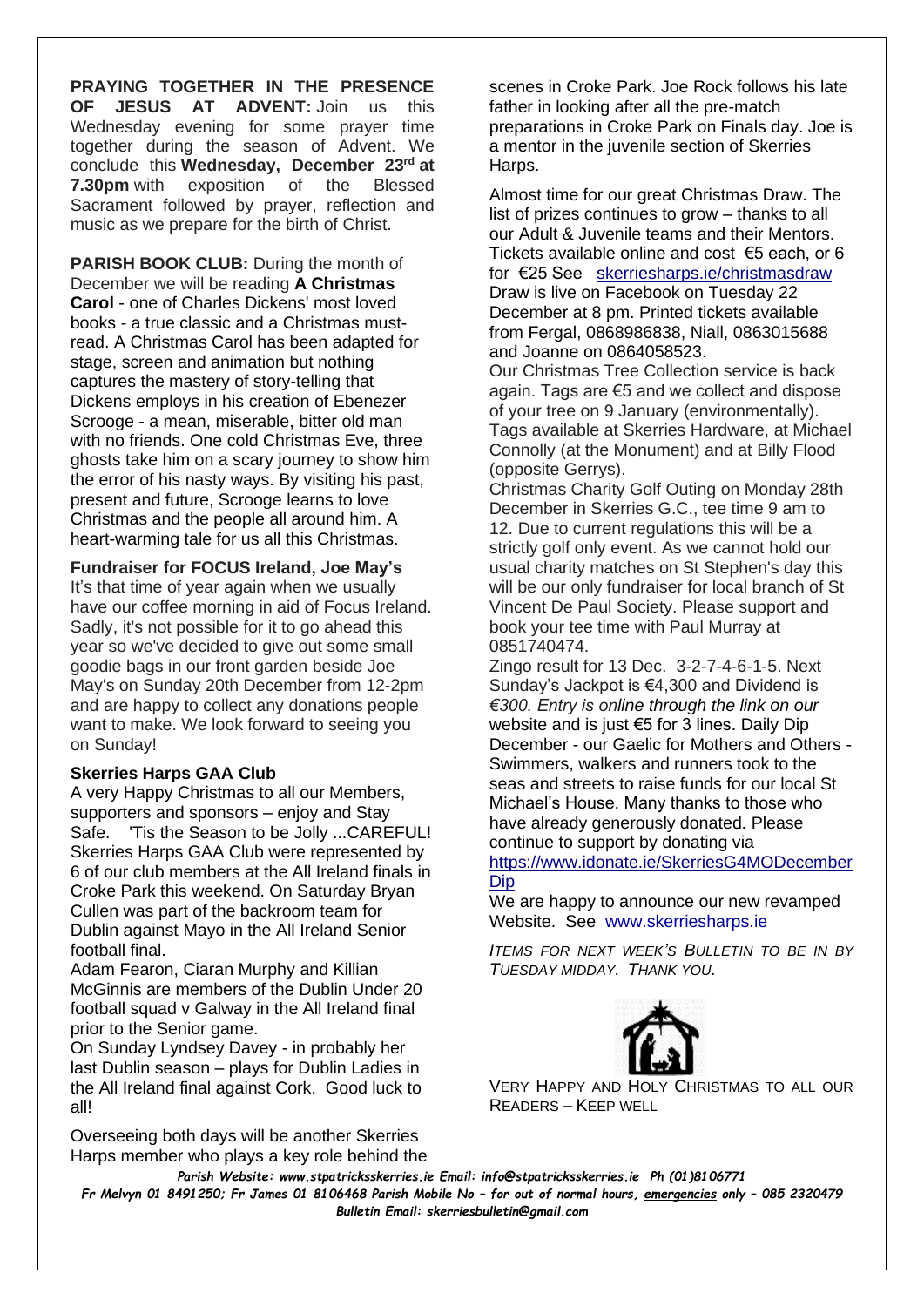**PRAYING TOGETHER IN THE PRESENCE OF JESUS AT ADVENT:** Join us this Wednesday evening for some prayer time together during the season of Advent. We conclude this **Wednesday, December 23rd at 7.30pm** with exposition of the Blessed Sacrament followed by prayer, reflection and music as we prepare for the birth of Christ.

**PARISH BOOK CLUB:** During the month of December we will be reading **A Christmas Carol** - one of Charles Dickens' most loved books - a true classic and a Christmas must-read. A Christmas Carol has been adapted for stage, screen and animation but nothing captures the mastery of story-telling that Dickens employs in his creation of Ebenezer Scrooge - a mean, miserable, bitter old man with no friends. One cold Christmas Eve, three ghosts take him on a scary journey to show him the error of his nasty ways. By visiting his past, present and future, Scrooge learns to love Christmas and the people all around him. A heart-warming tale for us all this Christmas.

**Fundraiser for FOCUS Ireland, Joe May's**
It's that time of year again when we usually have our coffee morning in aid of Focus Ireland. Sadly, it's not possible for it to go ahead this year so we've decided to give out some small goodie bags in our front garden beside Joe May's on Sunday 20th December from 12-2pm and are happy to collect any donations people want to make. We look forward to seeing you on Sunday!

**Skerries Harps GAA Club**
A very Happy Christmas to all our Members, supporters and sponsors – enjoy and Stay Safe. 'Tis the Season to be Jolly ...CAREFUL!
Skerries Harps GAA Club were represented by 6 of our club members at the All Ireland finals in Croke Park this weekend. On Saturday Bryan Cullen was part of the backroom team for Dublin against Mayo in the All Ireland Senior football final.
Adam Fearon, Ciaran Murphy and Killian McGinnis are members of the Dublin Under 20 football squad v Galway in the All Ireland final prior to the Senior game.
On Sunday Lyndsey Davey - in probably her last Dublin season – plays for Dublin Ladies in the All Ireland final against Cork. Good luck to all!

Overseeing both days will be another Skerries Harps member who plays a key role behind the scenes in Croke Park. Joe Rock follows his late father in looking after all the pre-match preparations in Croke Park on Finals day. Joe is a mentor in the juvenile section of Skerries Harps.

Almost time for our great Christmas Draw. The list of prizes continues to grow – thanks to all our Adult & Juvenile teams and their Mentors. Tickets available online and cost €5 each, or 6 for €25 See skerriesharps.ie/christmasdraw Draw is live on Facebook on Tuesday 22 December at 8 pm. Printed tickets available from Fergal, 0868986838, Niall, 0863015688 and Joanne on 0864058523.
Our Christmas Tree Collection service is back again. Tags are €5 and we collect and dispose of your tree on 9 January (environmentally). Tags available at Skerries Hardware, at Michael Connolly (at the Monument) and at Billy Flood (opposite Gerrys).
Christmas Charity Golf Outing on Monday 28th December in Skerries G.C., tee time 9 am to 12. Due to current regulations this will be a strictly golf only event. As we cannot hold our usual charity matches on St Stephen's day this will be our only fundraiser for local branch of St Vincent De Paul Society. Please support and book your tee time with Paul Murray at 0851740474.
Zingo result for 13 Dec. 3-2-7-4-6-1-5. Next Sunday's Jackpot is €4,300 and Dividend is *€300. Entry is online through the link on our* website and is just €5 for 3 lines. Daily Dip December - our Gaelic for Mothers and Others - Swimmers, walkers and runners took to the seas and streets to raise funds for our local St Michael's House. Many thanks to those who have already generously donated. Please continue to support by donating via https://www.idonate.ie/SkerriesG4MODecemberDip
We are happy to announce our new revamped Website. See www.skerriesharps.ie

*ITEMS FOR NEXT WEEK'S BULLETIN TO BE IN BY TUESDAY MIDDAY. THANK YOU.*

VERY HAPPY AND HOLY CHRISTMAS TO ALL OUR READERS – KEEP WELL

*Parish Website: www.stpatricksskerries.ie Email: info@stpatricksskerries.ie Ph (01)8106771*
*Fr Melvyn 01 8491250; Fr James 01 8106468 Parish Mobile No – for out of normal hours, emergencies only – 085 2320479*
*Bulletin Email: skerriesbulletin@gmail.com*